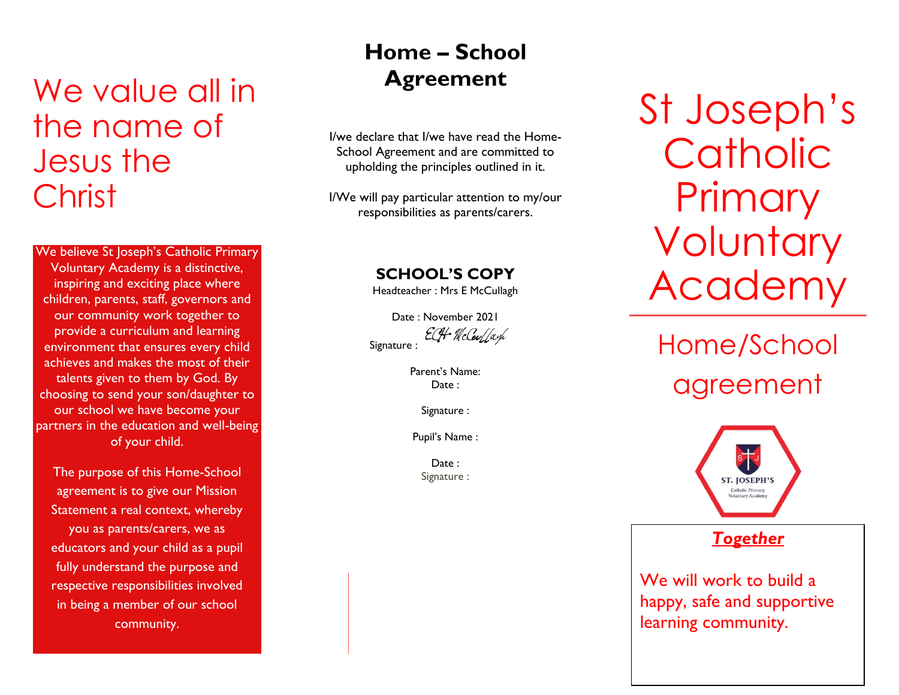# We value all in the name of Jesus the Christ

We believe St Joseph's Catholic Primary Voluntary Academy is a distinctive, inspiring and exciting place where children, parents, staff, governors and our community work together to provide a curriculum and learning environment that ensures every child achieves and makes the most of their talents given to them by God. By choosing to send your son/daughter to our school we have become your partners in the education and well-being of your child.

The purpose of this Home-School agreement is to give our Mission Statement a real context, whereby you as parents/carers, we as educators and your child as a pupil fully understand the purpose and respective responsibilities involved in being a member of our school community.

## Home – School Agreement

I/we declare that I/we have read the Home-School Agreement and are committed to upholding the principles outlined in it.

I/We will pay particular attention to my/our responsibilities as parents/carers.

**SCHOOL'S COPY**

Headteacher : Mrs E McCullagh

Date : November 2021

Signature : EH McCullagh

Parent's Name:

Date :

Signature :

Pupil's Name :

Date :

Signature :

# St Joseph's Catholic Primary Voluntary Academy

## Home/School agreement

ST. JOSEPH'S Catholic Primary Voluntary Academy

***Together***

We will work to build a happy, safe and supportive learning community.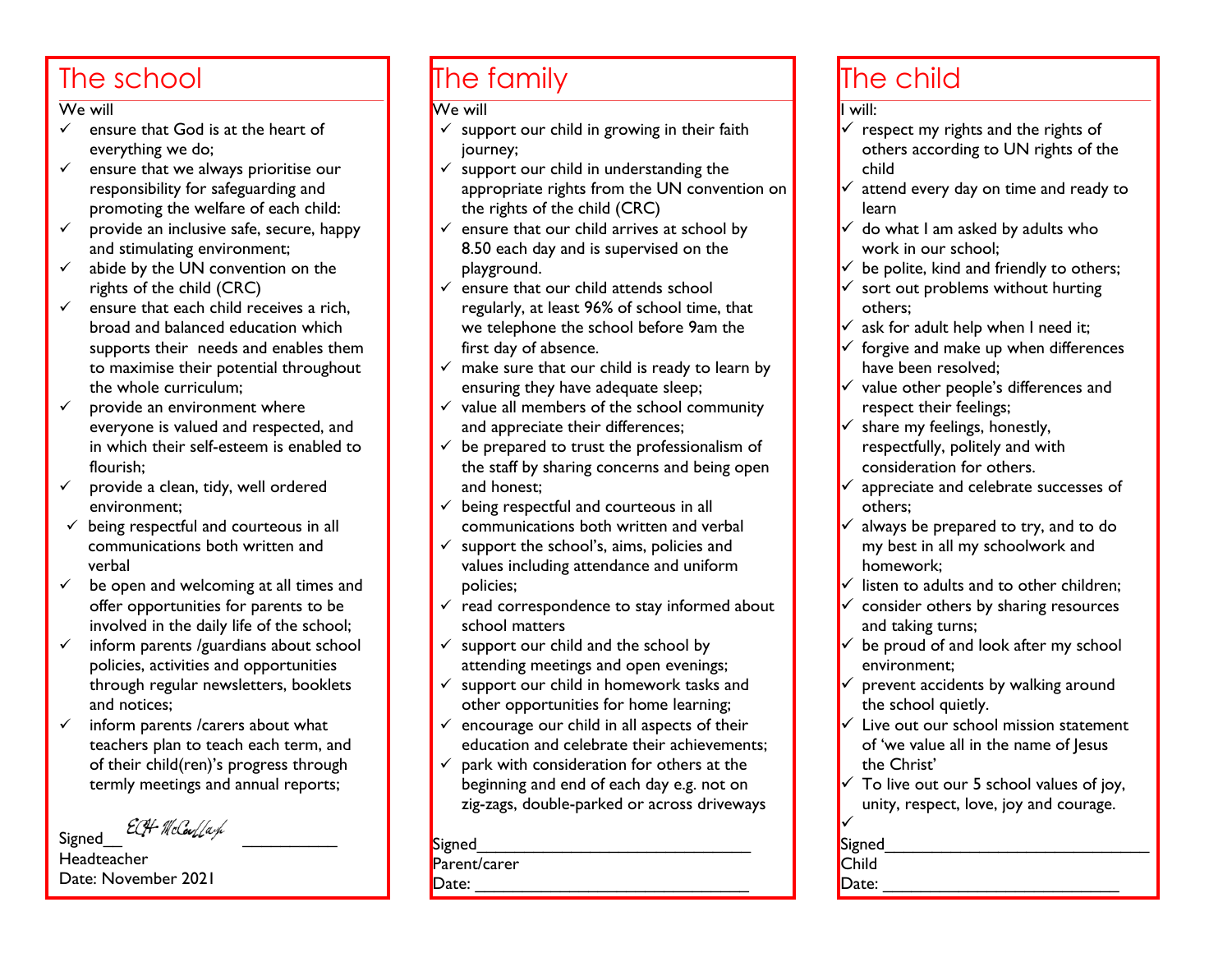# The school

We will

- ✓ ensure that God is at the heart of everything we do;
- ✓ ensure that we always prioritise our responsibility for safeguarding and promoting the welfare of each child:
- ✓ provide an inclusive safe, secure, happy and stimulating environment;
- ✓ abide by the UN convention on the rights of the child (CRC)
- ✓ ensure that each child receives a rich, broad and balanced education which supports their needs and enables them to maximise their potential throughout the whole curriculum;
- ✓ provide an environment where everyone is valued and respected, and in which their self-esteem is enabled to flourish;
- ✓ provide a clean, tidy, well ordered environment;
- ✓ being respectful and courteous in all communications both written and verbal
- ✓ be open and welcoming at all times and offer opportunities for parents to be involved in the daily life of the school;
- ✓ inform parents /guardians about school policies, activities and opportunities through regular newsletters, booklets and notices;
- ✓ inform parents /carers about what teachers plan to teach each term, and of their child(ren)'s progress through termly meetings and annual reports;

Signed__ ECH McCullagh __________
Headteacher
Date: November 2021

# The family

We will

- ✓ support our child in growing in their faith journey;
- ✓ support our child in understanding the appropriate rights from the UN convention on the rights of the child (CRC)
- ✓ ensure that our child arrives at school by 8.50 each day and is supervised on the playground.
- ✓ ensure that our child attends school regularly, at least 96% of school time, that we telephone the school before 9am the first day of absence.
- ✓ make sure that our child is ready to learn by ensuring they have adequate sleep;
- ✓ value all members of the school community and appreciate their differences;
- ✓ be prepared to trust the professionalism of the staff by sharing concerns and being open and honest;
- ✓ being respectful and courteous in all communications both written and verbal
- ✓ support the school's, aims, policies and values including attendance and uniform policies;
- ✓ read correspondence to stay informed about school matters
- ✓ support our child and the school by attending meetings and open evenings;
- ✓ support our child in homework tasks and other opportunities for home learning;
- ✓ encourage our child in all aspects of their education and celebrate their achievements;
- ✓ park with consideration for others at the beginning and end of each day e.g. not on zig-zags, double-parked or across driveways

Signed______________________________
Parent/carer
Date: ______________________________

# The child

I will:

- ✓ respect my rights and the rights of others according to UN rights of the child
- ✓ attend every day on time and ready to learn
- ✓ do what I am asked by adults who work in our school;
- ✓ be polite, kind and friendly to others;
- ✓ sort out problems without hurting others;
- ✓ ask for adult help when I need it;
- ✓ forgive and make up when differences have been resolved;
- ✓ value other people's differences and respect their feelings;
- ✓ share my feelings, honestly, respectfully, politely and with consideration for others.
- ✓ appreciate and celebrate successes of others;
- ✓ always be prepared to try, and to do my best in all my schoolwork and homework;
- ✓ listen to adults and to other children;
- ✓ consider others by sharing resources and taking turns;
- ✓ be proud of and look after my school environment;
- ✓ prevent accidents by walking around the school quietly.
- ✓ Live out our school mission statement of 'we value all in the name of Jesus the Christ'
- ✓ To live out our 5 school values of joy, unity, respect, love, joy and courage.
- ✓

Signed______________________________
Child
Date: __________________________